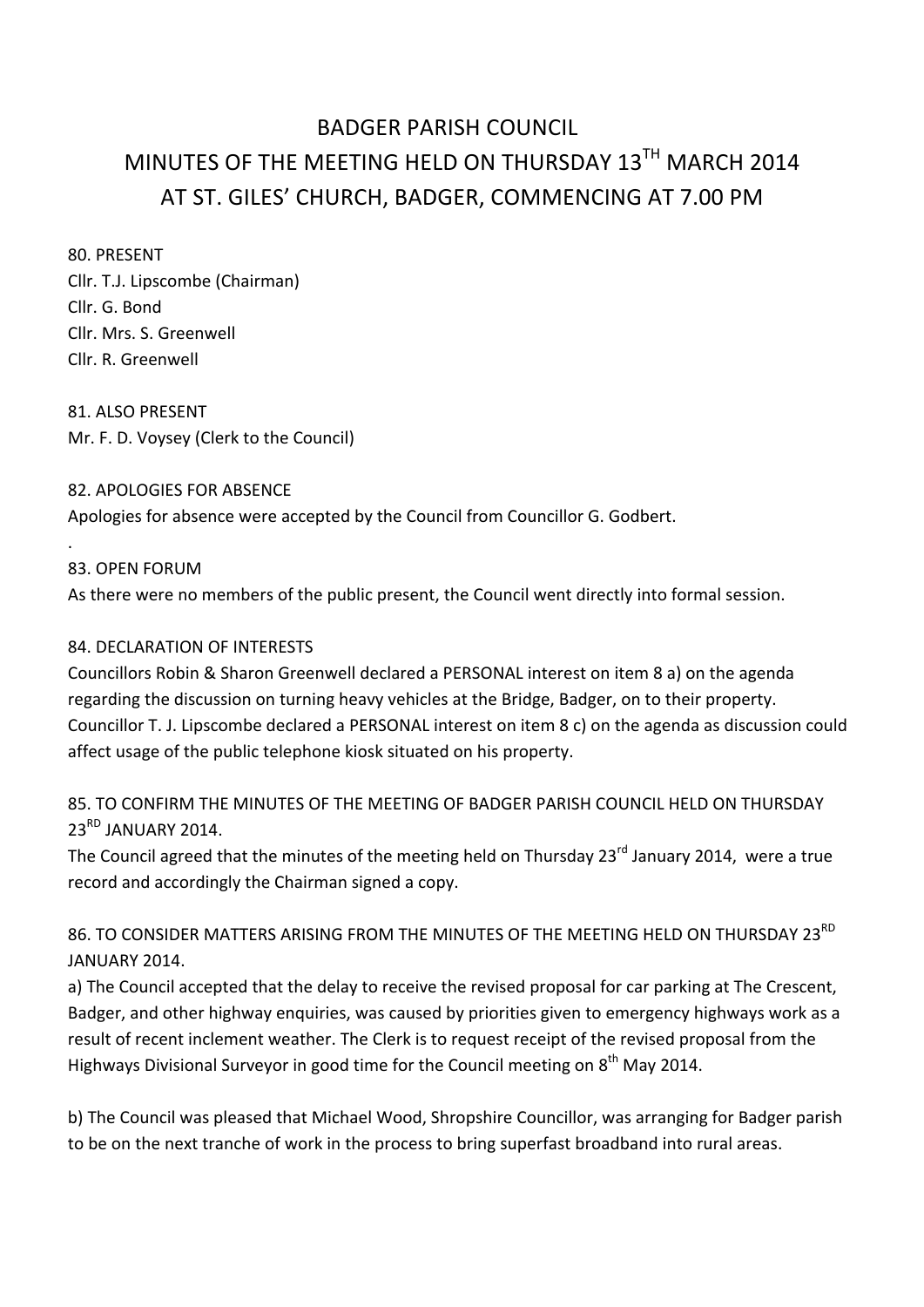# BADGER PARISH COUNCIL
# MINUTES OF THE MEETING HELD ON THURSDAY 13TH MARCH 2014
# AT ST. GILES' CHURCH, BADGER, COMMENCING AT 7.00 PM

80. PRESENT
Cllr. T.J. Lipscombe (Chairman)
Cllr. G. Bond
Cllr. Mrs. S. Greenwell
Cllr. R. Greenwell

81. ALSO PRESENT
Mr. F. D. Voysey (Clerk to the Council)

82. APOLOGIES FOR ABSENCE
Apologies for absence were accepted by the Council from Councillor G. Godbert.

83. OPEN FORUM
As there were no members of the public present, the Council went directly into formal session.

84. DECLARATION OF INTERESTS
Councillors Robin & Sharon Greenwell declared a PERSONAL interest on item 8 a) on the agenda regarding the discussion on turning heavy vehicles at the Bridge, Badger, on to their property. Councillor T. J. Lipscombe declared a PERSONAL interest on item 8 c) on the agenda as discussion could affect usage of the public telephone kiosk situated on his property.

85. TO CONFIRM THE MINUTES OF THE MEETING OF BADGER PARISH COUNCIL HELD ON THURSDAY 23RD JANUARY 2014.
The Council agreed that the minutes of the meeting held on Thursday 23rd January 2014, were a true record and accordingly the Chairman signed a copy.

86. TO CONSIDER MATTERS ARISING FROM THE MINUTES OF THE MEETING HELD ON THURSDAY 23RD JANUARY 2014.
a) The Council accepted that the delay to receive the revised proposal for car parking at The Crescent, Badger, and other highway enquiries, was caused by priorities given to emergency highways work as a result of recent inclement weather. The Clerk is to request receipt of the revised proposal from the Highways Divisional Surveyor in good time for the Council meeting on 8th May 2014.

b) The Council was pleased that Michael Wood, Shropshire Councillor, was arranging for Badger parish to be on the next tranche of work in the process to bring superfast broadband into rural areas.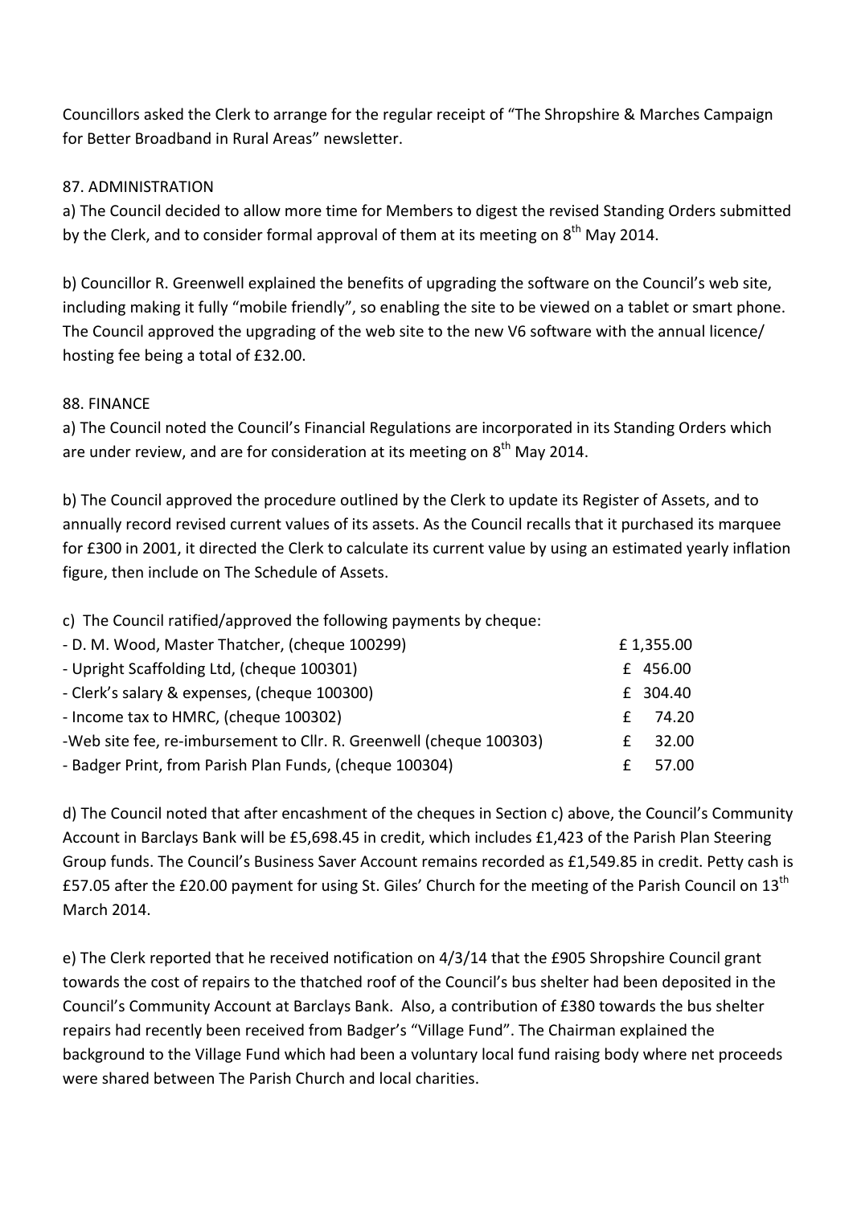Councillors asked the Clerk to arrange for the regular receipt of "The Shropshire & Marches Campaign for Better Broadband in Rural Areas" newsletter.

87. ADMINISTRATION

a) The Council decided to allow more time for Members to digest the revised Standing Orders submitted by the Clerk, and to consider formal approval of them at its meeting on 8th May 2014.

b) Councillor R. Greenwell explained the benefits of upgrading the software on the Council's web site, including making it fully "mobile friendly", so enabling the site to be viewed on a tablet or smart phone. The Council approved the upgrading of the web site to the new V6 software with the annual licence/ hosting fee being a total of £32.00.

88. FINANCE

a) The Council noted the Council's Financial Regulations are incorporated in its Standing Orders which are under review, and are for consideration at its meeting on 8th May 2014.

b) The Council approved the procedure outlined by the Clerk to update its Register of Assets, and to annually record revised current values of its assets. As the Council recalls that it purchased its marquee for £300 in 2001, it directed the Clerk to calculate its current value by using an estimated yearly inflation figure, then include on The Schedule of Assets.

c) The Council ratified/approved the following payments by cheque:

| | |
|---|---|
| - D. M. Wood, Master Thatcher, (cheque 100299) | £ 1,355.00 |
| - Upright Scaffolding Ltd, (cheque 100301) | £ 456.00 |
| - Clerk's salary & expenses, (cheque 100300) | £ 304.40 |
| - Income tax to HMRC, (cheque 100302) | £ 74.20 |
| -Web site fee, re-imbursement to Cllr. R. Greenwell (cheque 100303) | £ 32.00 |
| - Badger Print, from Parish Plan Funds, (cheque 100304) | £ 57.00 |

d) The Council noted that after encashment of the cheques in Section c) above, the Council's Community Account in Barclays Bank will be £5,698.45 in credit, which includes £1,423 of the Parish Plan Steering Group funds. The Council's Business Saver Account remains recorded as £1,549.85 in credit. Petty cash is £57.05 after the £20.00 payment for using St. Giles' Church for the meeting of the Parish Council on 13th March 2014.

e) The Clerk reported that he received notification on 4/3/14 that the £905 Shropshire Council grant towards the cost of repairs to the thatched roof of the Council's bus shelter had been deposited in the Council's Community Account at Barclays Bank. Also, a contribution of £380 towards the bus shelter repairs had recently been received from Badger's "Village Fund". The Chairman explained the background to the Village Fund which had been a voluntary local fund raising body where net proceeds were shared between The Parish Church and local charities.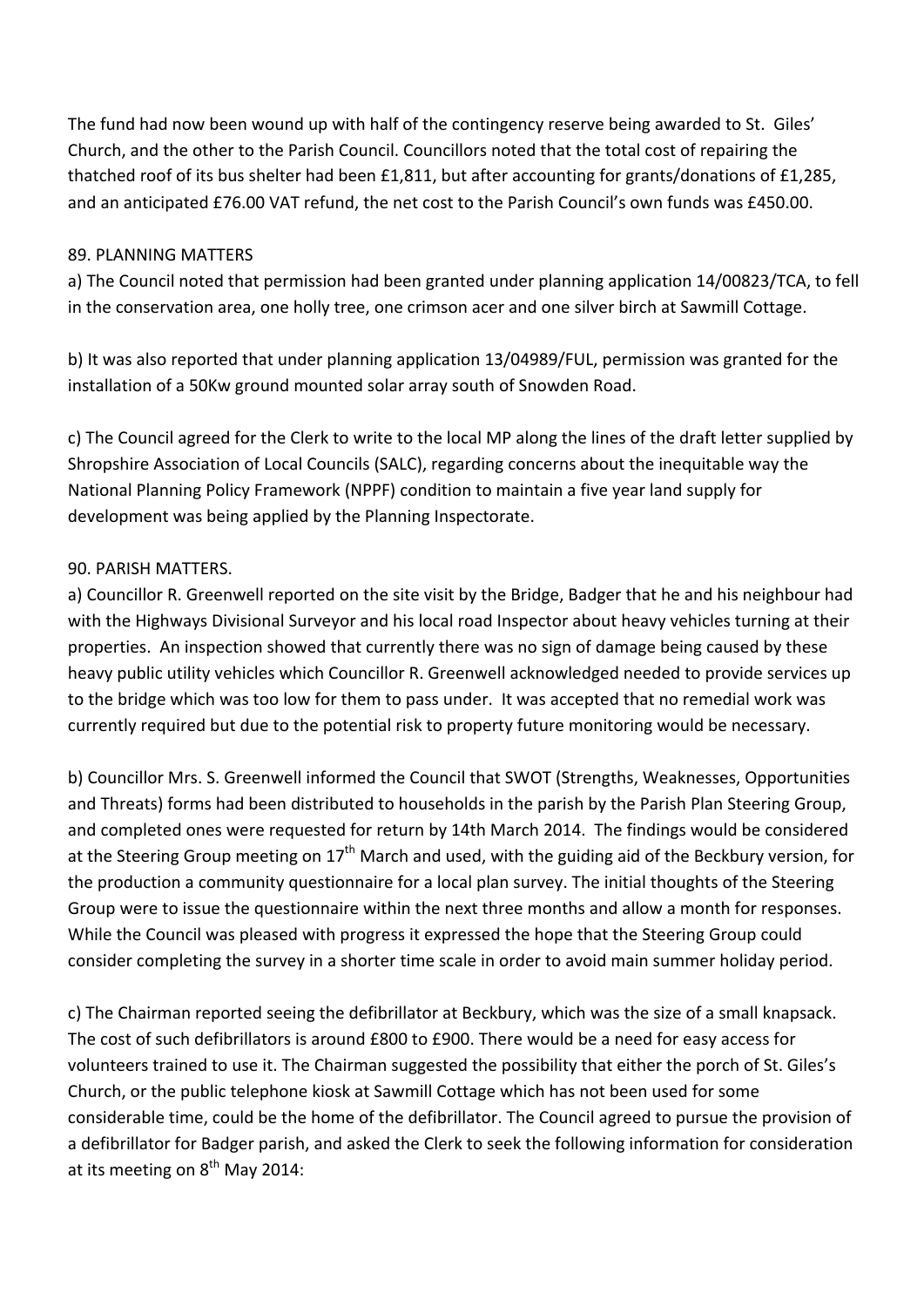The fund had now been wound up with half of the contingency reserve being awarded to St. Giles' Church, and the other to the Parish Council. Councillors noted that the total cost of repairing the thatched roof of its bus shelter had been £1,811, but after accounting for grants/donations of £1,285, and an anticipated £76.00 VAT refund, the net cost to the Parish Council's own funds was £450.00.

89. PLANNING MATTERS

a) The Council noted that permission had been granted under planning application 14/00823/TCA, to fell in the conservation area, one holly tree, one crimson acer and one silver birch at Sawmill Cottage.

b) It was also reported that under planning application 13/04989/FUL, permission was granted for the installation of a 50Kw ground mounted solar array south of Snowden Road.

c) The Council agreed for the Clerk to write to the local MP along the lines of the draft letter supplied by Shropshire Association of Local Councils (SALC), regarding concerns about the inequitable way the National Planning Policy Framework (NPPF) condition to maintain a five year land supply for development was being applied by the Planning Inspectorate.

90. PARISH MATTERS.

a) Councillor R. Greenwell reported on the site visit by the Bridge, Badger that he and his neighbour had with the Highways Divisional Surveyor and his local road Inspector about heavy vehicles turning at their properties. An inspection showed that currently there was no sign of damage being caused by these heavy public utility vehicles which Councillor R. Greenwell acknowledged needed to provide services up to the bridge which was too low for them to pass under. It was accepted that no remedial work was currently required but due to the potential risk to property future monitoring would be necessary.

b) Councillor Mrs. S. Greenwell informed the Council that SWOT (Strengths, Weaknesses, Opportunities and Threats) forms had been distributed to households in the parish by the Parish Plan Steering Group, and completed ones were requested for return by 14th March 2014. The findings would be considered at the Steering Group meeting on 17th March and used, with the guiding aid of the Beckbury version, for the production a community questionnaire for a local plan survey. The initial thoughts of the Steering Group were to issue the questionnaire within the next three months and allow a month for responses. While the Council was pleased with progress it expressed the hope that the Steering Group could consider completing the survey in a shorter time scale in order to avoid main summer holiday period.

c) The Chairman reported seeing the defibrillator at Beckbury, which was the size of a small knapsack. The cost of such defibrillators is around £800 to £900. There would be a need for easy access for volunteers trained to use it. The Chairman suggested the possibility that either the porch of St. Giles's Church, or the public telephone kiosk at Sawmill Cottage which has not been used for some considerable time, could be the home of the defibrillator. The Council agreed to pursue the provision of a defibrillator for Badger parish, and asked the Clerk to seek the following information for consideration at its meeting on 8th May 2014: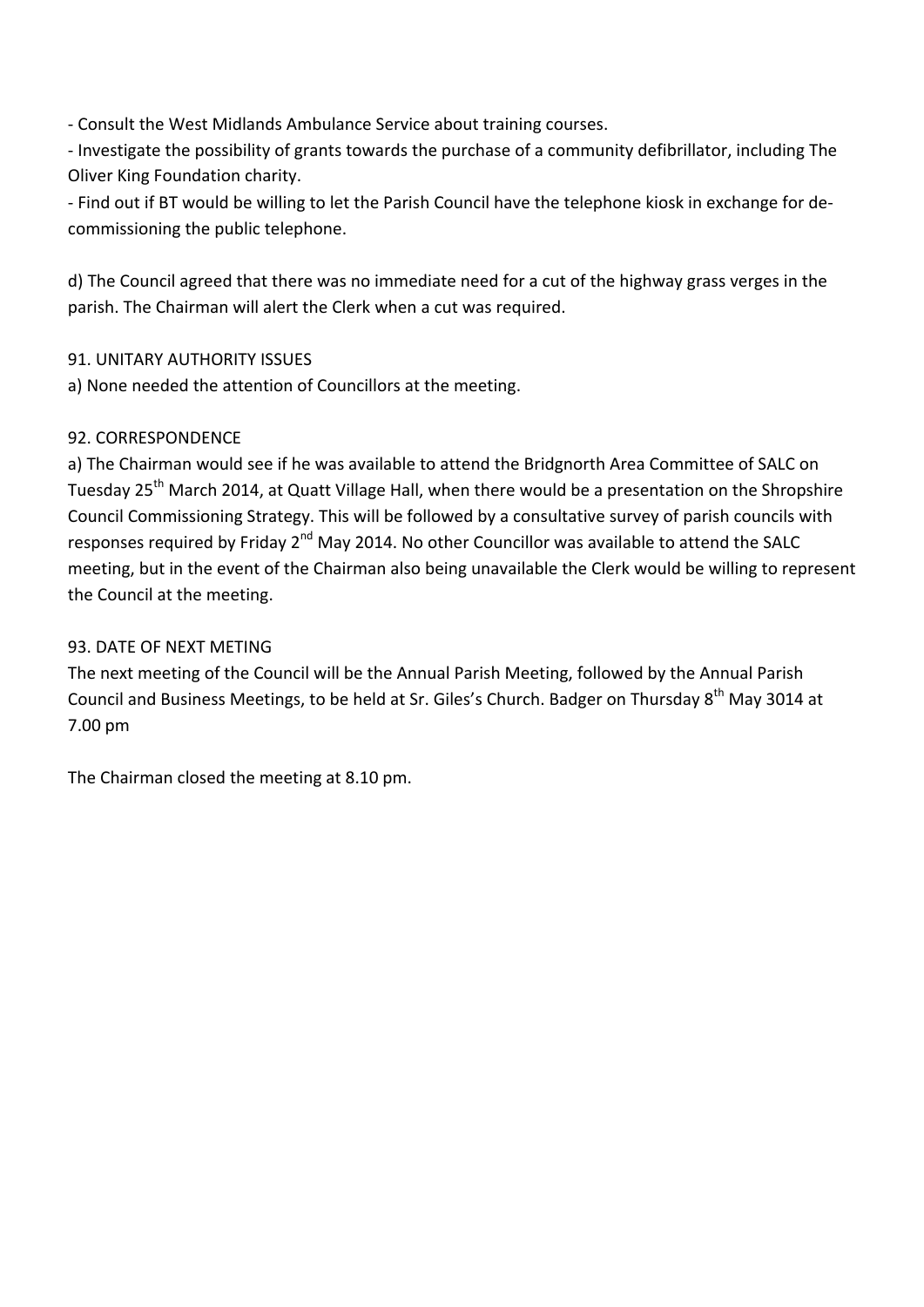- Consult the West Midlands Ambulance Service about training courses.
- Investigate the possibility of grants towards the purchase of a community defibrillator, including The Oliver King Foundation charity.
- Find out if BT would be willing to let the Parish Council have the telephone kiosk in exchange for de-commissioning the public telephone.

d) The Council agreed that there was no immediate need for a cut of the highway grass verges in the parish. The Chairman will alert the Clerk when a cut was required.

91. UNITARY AUTHORITY ISSUES

a) None needed the attention of Councillors at the meeting.

92. CORRESPONDENCE

a) The Chairman would see if he was available to attend the Bridgnorth Area Committee of SALC on Tuesday 25th March 2014, at Quatt Village Hall, when there would be a presentation on the Shropshire Council Commissioning Strategy. This will be followed by a consultative survey of parish councils with responses required by Friday 2nd May 2014. No other Councillor was available to attend the SALC meeting, but in the event of the Chairman also being unavailable the Clerk would be willing to represent the Council at the meeting.

93. DATE OF NEXT METING

The next meeting of the Council will be the Annual Parish Meeting, followed by the Annual Parish Council and Business Meetings, to be held at Sr. Giles's Church. Badger on Thursday 8th May 3014 at 7.00 pm

The Chairman closed the meeting at 8.10 pm.